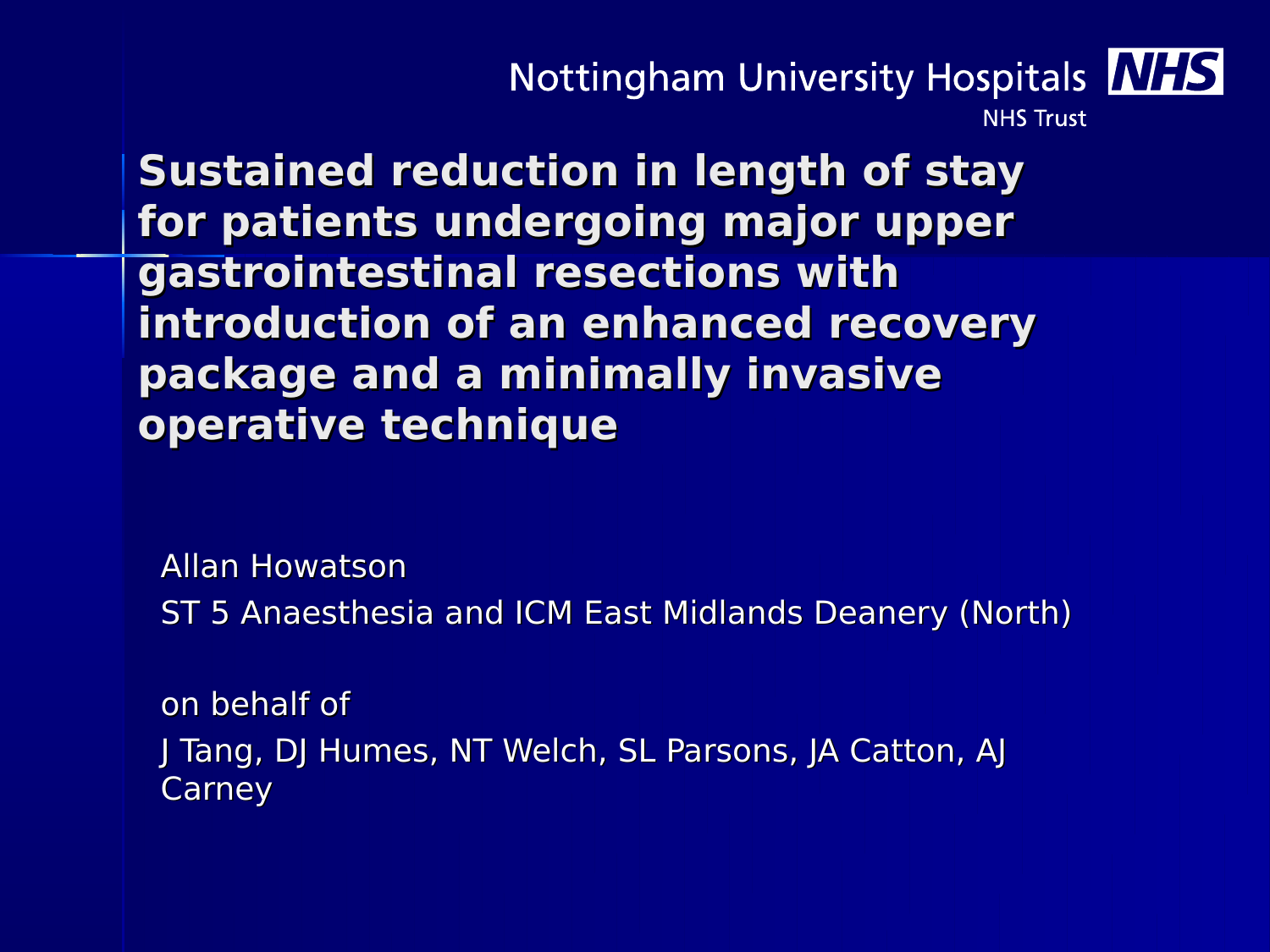Nottingham University Hospitals NHS Trust

# Sustained reduction in length of stay for patients undergoing major upper gastrointestinal resections with introduction of an enhanced recovery package and a minimally invasive operative technique

Allan Howatson

ST 5 Anaesthesia and ICM East Midlands Deanery (North)

on behalf of

J Tang, DJ Humes, NT Welch, SL Parsons, JA Catton, AJ Carney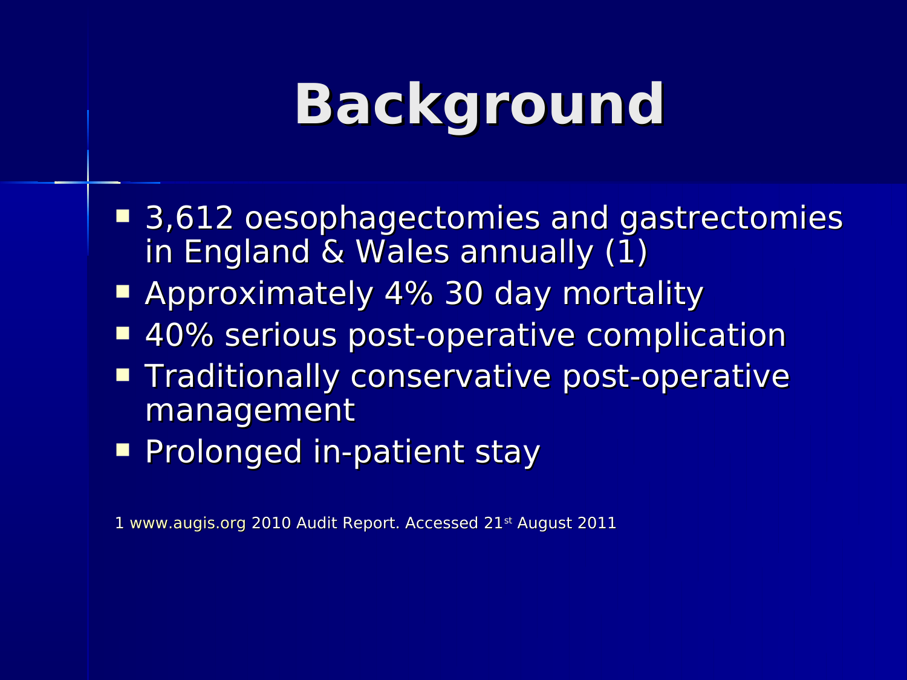# Background

- 3,612 oesophagectomies and gastrectomies in England & Wales annually (1)
- Approximately 4% 30 day mortality
- 40% serious post-operative complication
- Traditionally conservative post-operative management
- Prolonged in-patient stay

1 www.augis.org 2010 Audit Report. Accessed 21st August 2011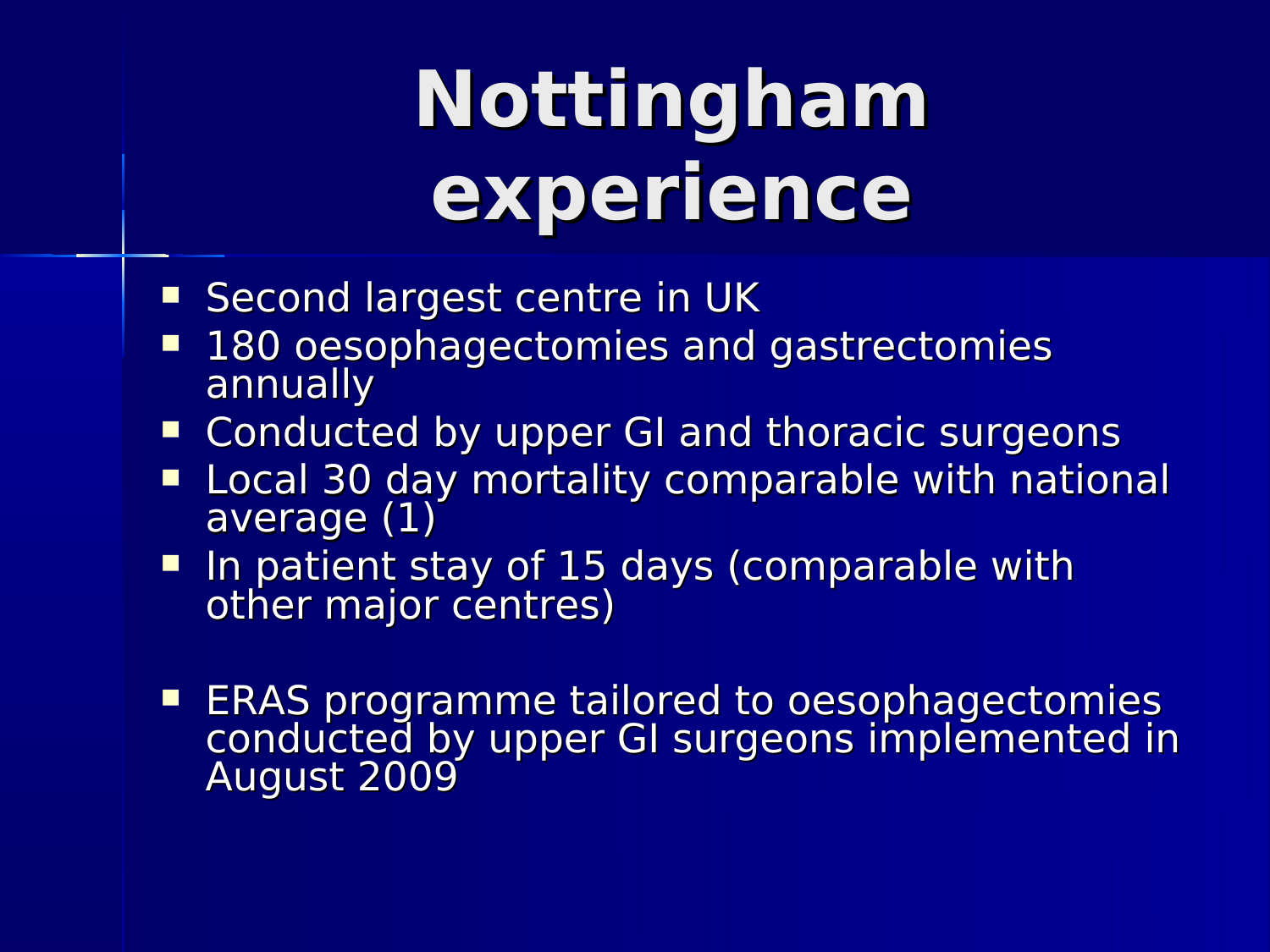# Nottingham experience

- Second largest centre in UK
- 180 oesophagectomies and gastrectomies annually
- Conducted by upper GI and thoracic surgeons
- Local 30 day mortality comparable with national average (1)
- In patient stay of 15 days (comparable with other major centres)

- ERAS programme tailored to oesophagectomies conducted by upper GI surgeons implemented in August 2009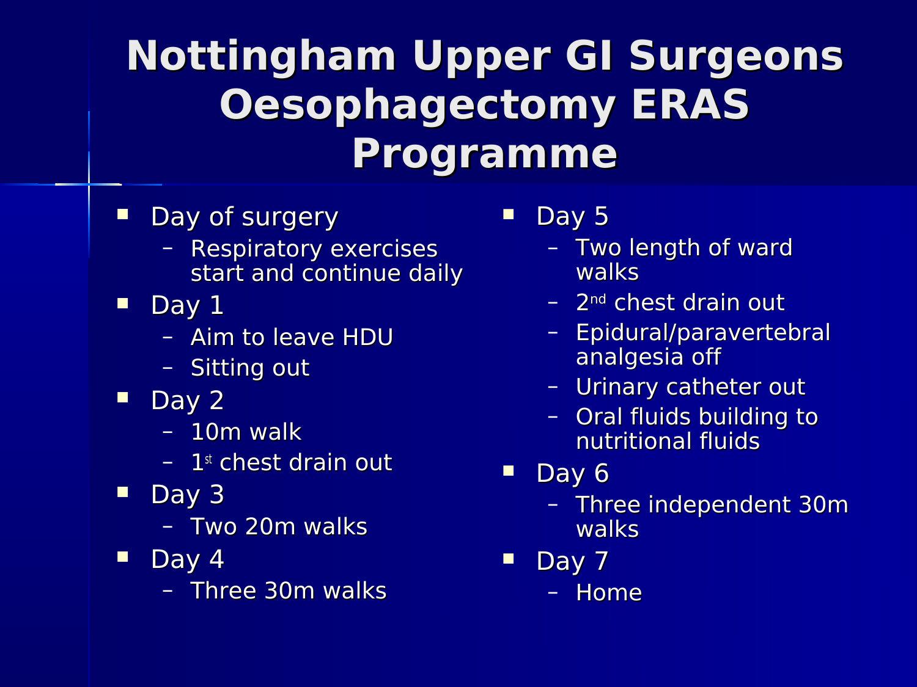# Nottingham Upper GI Surgeons Oesophagectomy ERAS Programme

- Day of surgery
  - Respiratory exercises start and continue daily
- Day 1
  - Aim to leave HDU
  - Sitting out
- Day 2
  - 10m walk
  - 1st chest drain out
- Day 3
  - Two 20m walks
- Day 4
  - Three 30m walks
- Day 5
  - Two length of ward walks
  - 2nd chest drain out
  - Epidural/paravertebral analgesia off
  - Urinary catheter out
  - Oral fluids building to nutritional fluids
- Day 6
  - Three independent 30m walks
- Day 7
  - Home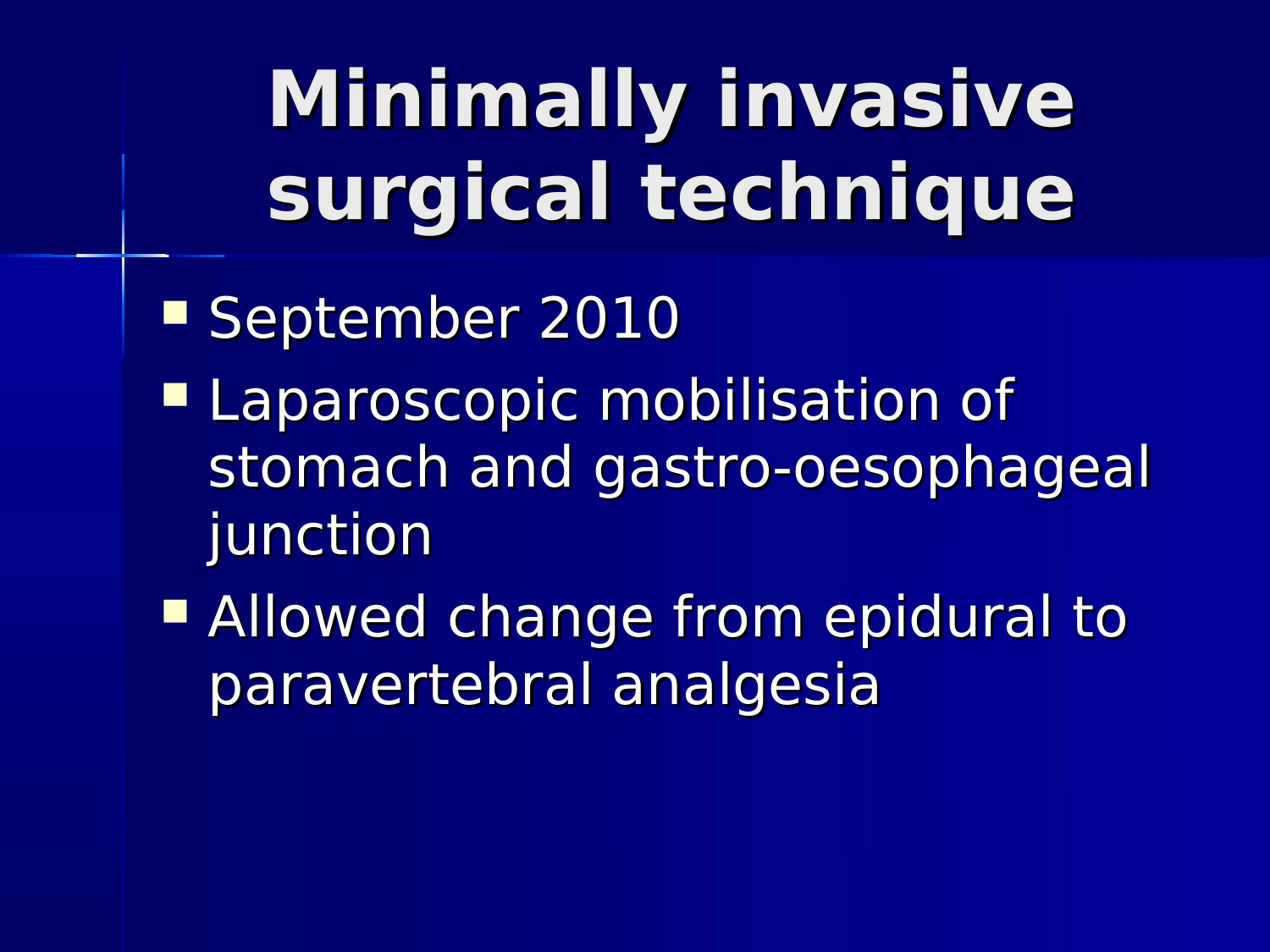# Minimally invasive surgical technique

- September 2010
- Laparoscopic mobilisation of stomach and gastro-oesophageal junction
- Allowed change from epidural to paravertebral analgesia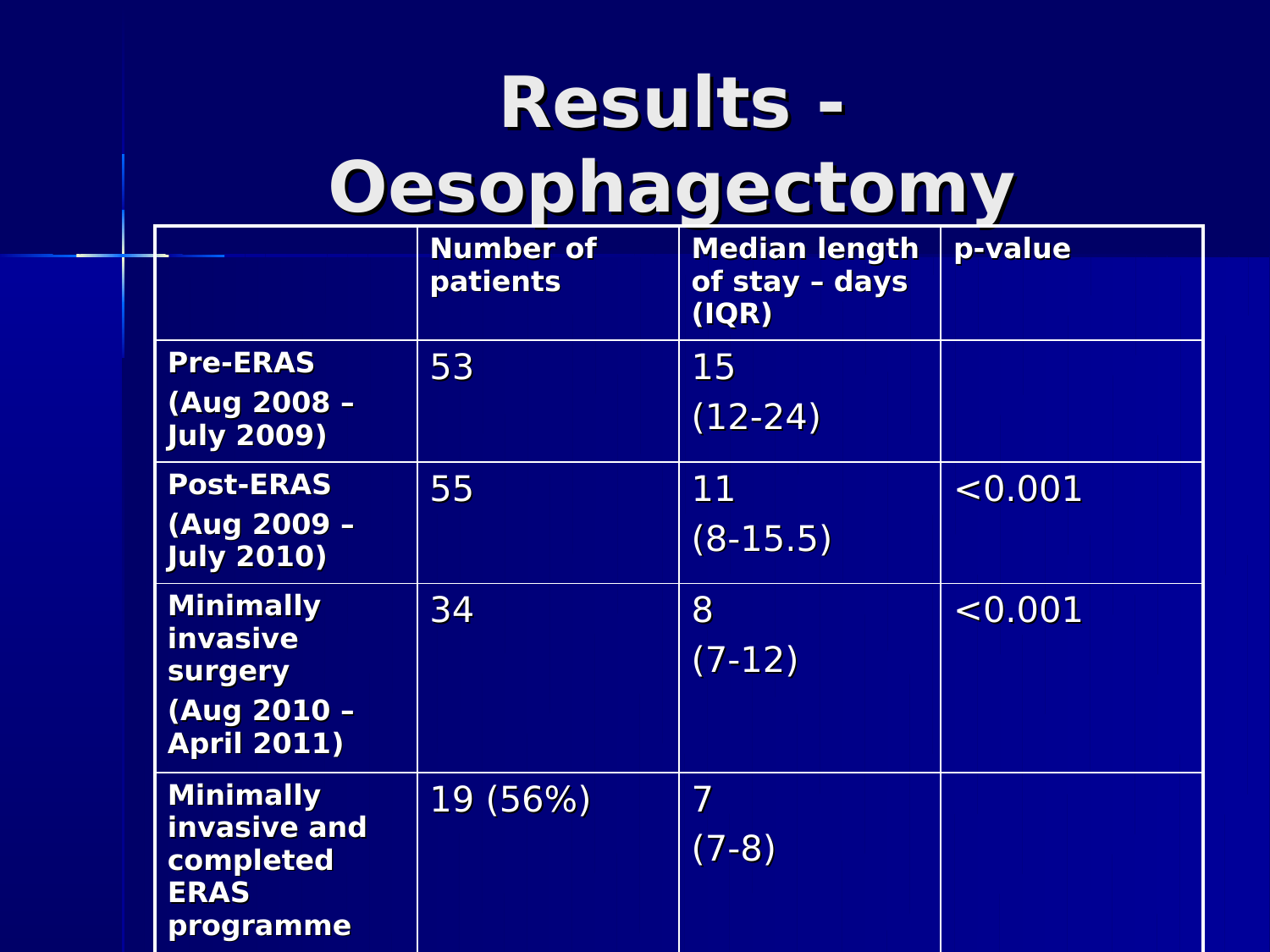# Results - Oesophagectomy

| | Number of patients | Median length of stay – days (IQR) | p-value |
|---|---|---|---|
| **Pre-ERAS (Aug 2008 – July 2009)** | 53 | 15 (12-24) | |
| **Post-ERAS (Aug 2009 – July 2010)** | 55 | 11 (8-15.5) | <0.001 |
| **Minimally invasive surgery (Aug 2010 – April 2011)** | 34 | 8 (7-12) | <0.001 |
| **Minimally invasive and completed ERAS programme** | 19 (56%) | 7 (7-8) | |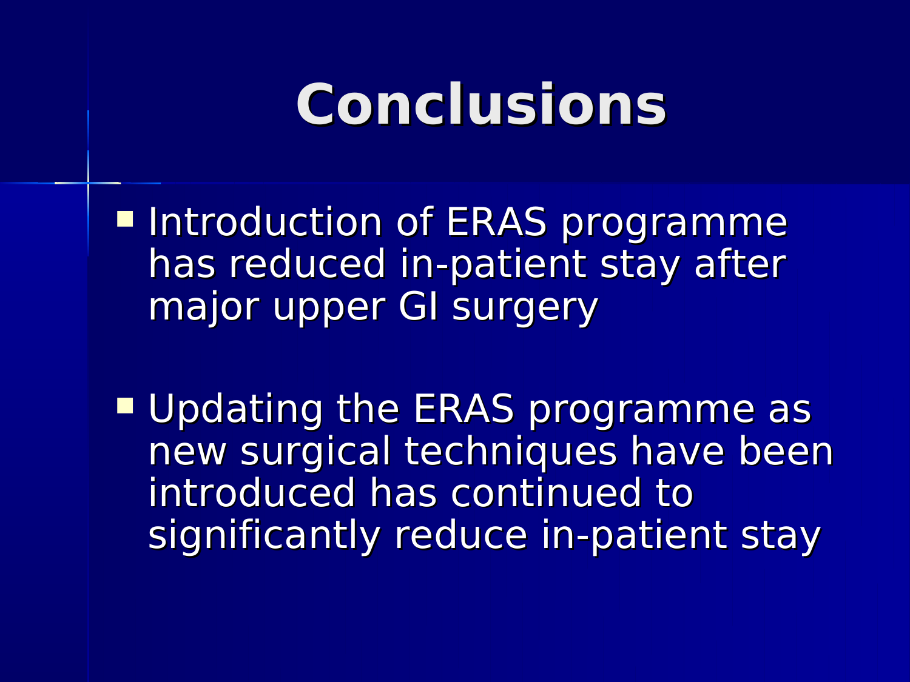# Conclusions

- Introduction of ERAS programme has reduced in-patient stay after major upper GI surgery

- Updating the ERAS programme as new surgical techniques have been introduced has continued to significantly reduce in-patient stay